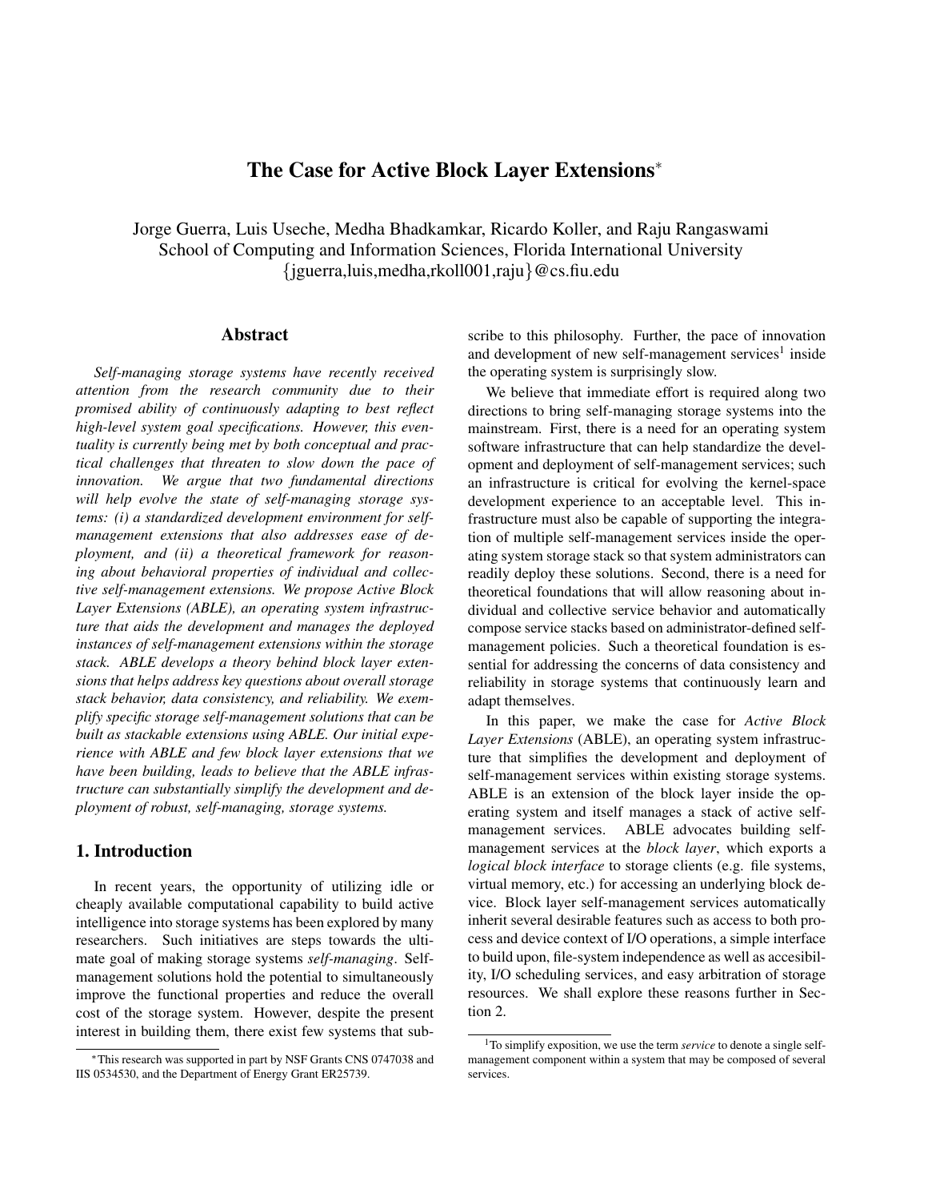# The Case for Active Block Layer Extensions*

Jorge Guerra, Luis Useche, Medha Bhadkamkar, Ricardo Koller, and Raju Rangaswami
School of Computing and Information Sciences, Florida International University
{jguerra,luis,medha,rkoll001,raju}@cs.fiu.edu

## Abstract

*Self-managing storage systems have recently received attention from the research community due to their promised ability of continuously adapting to best reflect high-level system goal specifications. However, this eventuality is currently being met by both conceptual and practical challenges that threaten to slow down the pace of innovation. We argue that two fundamental directions will help evolve the state of self-managing storage systems: (i) a standardized development environment for self-management extensions that also addresses ease of deployment, and (ii) a theoretical framework for reasoning about behavioral properties of individual and collective self-management extensions. We propose Active Block Layer Extensions (ABLE), an operating system infrastructure that aids the development and manages the deployed instances of self-management extensions within the storage stack. ABLE develops a theory behind block layer extensions that helps address key questions about overall storage stack behavior, data consistency, and reliability. We exemplify specific storage self-management solutions that can be built as stackable extensions using ABLE. Our initial experience with ABLE and few block layer extensions that we have been building, leads to believe that the ABLE infrastructure can substantially simplify the development and deployment of robust, self-managing, storage systems.*

## 1. Introduction

In recent years, the opportunity of utilizing idle or cheaply available computational capability to build active intelligence into storage systems has been explored by many researchers. Such initiatives are steps towards the ultimate goal of making storage systems *self-managing*. Self-management solutions hold the potential to simultaneously improve the functional properties and reduce the overall cost of the storage system. However, despite the present interest in building them, there exist few systems that subscribe to this philosophy. Further, the pace of innovation and development of new self-management services[1] inside the operating system is surprisingly slow.

We believe that immediate effort is required along two directions to bring self-managing storage systems into the mainstream. First, there is a need for an operating system software infrastructure that can help standardize the development and deployment of self-management services; such an infrastructure is critical for evolving the kernel-space development experience to an acceptable level. This infrastructure must also be capable of supporting the integration of multiple self-management services inside the operating system storage stack so that system administrators can readily deploy these solutions. Second, there is a need for theoretical foundations that will allow reasoning about individual and collective service behavior and automatically compose service stacks based on administrator-defined self-management policies. Such a theoretical foundation is essential for addressing the concerns of data consistency and reliability in storage systems that continuously learn and adapt themselves.

In this paper, we make the case for *Active Block Layer Extensions* (ABLE), an operating system infrastructure that simplifies the development and deployment of self-management services within existing storage systems. ABLE is an extension of the block layer inside the operating system and itself manages a stack of active self-management services. ABLE advocates building self-management services at the *block layer*, which exports a *logical block interface* to storage clients (e.g. file systems, virtual memory, etc.) for accessing an underlying block device. Block layer self-management services automatically inherit several desirable features such as access to both process and device context of I/O operations, a simple interface to build upon, file-system independence as well as accesibility, I/O scheduling services, and easy arbitration of storage resources. We shall explore these reasons further in Section 2.

*This research was supported in part by NSF Grants CNS 0747038 and IIS 0534530, and the Department of Energy Grant ER25739.

[1] To simplify exposition, we use the term *service* to denote a single self-management component within a system that may be composed of several services.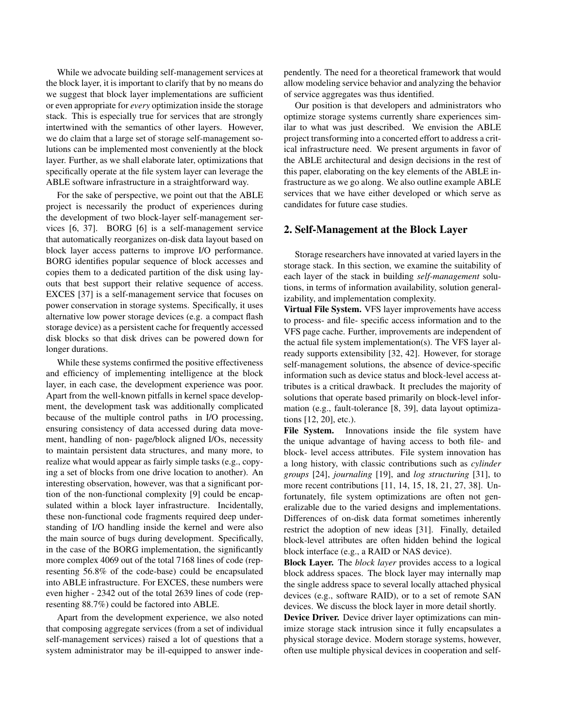While we advocate building self-management services at the block layer, it is important to clarify that by no means do we suggest that block layer implementations are sufficient or even appropriate for *every* optimization inside the storage stack. This is especially true for services that are strongly intertwined with the semantics of other layers. However, we do claim that a large set of storage self-management solutions can be implemented most conveniently at the block layer. Further, as we shall elaborate later, optimizations that specifically operate at the file system layer can leverage the ABLE software infrastructure in a straightforward way.

For the sake of perspective, we point out that the ABLE project is necessarily the product of experiences during the development of two block-layer self-management services [6, 37]. BORG [6] is a self-management service that automatically reorganizes on-disk data layout based on block layer access patterns to improve I/O performance. BORG identifies popular sequence of block accesses and copies them to a dedicated partition of the disk using layouts that best support their relative sequence of access. EXCES [37] is a self-management service that focuses on power conservation in storage systems. Specifically, it uses alternative low power storage devices (e.g. a compact flash storage device) as a persistent cache for frequently accessed disk blocks so that disk drives can be powered down for longer durations.

While these systems confirmed the positive effectiveness and efficiency of implementing intelligence at the block layer, in each case, the development experience was poor. Apart from the well-known pitfalls in kernel space development, the development task was additionally complicated because of the multiple control paths in I/O processing, ensuring consistency of data accessed during data movement, handling of non- page/block aligned I/Os, necessity to maintain persistent data structures, and many more, to realize what would appear as fairly simple tasks (e.g., copying a set of blocks from one drive location to another). An interesting observation, however, was that a significant portion of the non-functional complexity [9] could be encapsulated within a block layer infrastructure. Incidentally, these non-functional code fragments required deep understanding of I/O handling inside the kernel and were also the main source of bugs during development. Specifically, in the case of the BORG implementation, the significantly more complex 4069 out of the total 7168 lines of code (representing 56.8% of the code-base) could be encapsulated into ABLE infrastructure. For EXCES, these numbers were even higher - 2342 out of the total 2639 lines of code (representing 88.7%) could be factored into ABLE.

Apart from the development experience, we also noted that composing aggregate services (from a set of individual self-management services) raised a lot of questions that a system administrator may be ill-equipped to answer independently. The need for a theoretical framework that would allow modeling service behavior and analyzing the behavior of service aggregates was thus identified.

Our position is that developers and administrators who optimize storage systems currently share experiences similar to what was just described. We envision the ABLE project transforming into a concerted effort to address a critical infrastructure need. We present arguments in favor of the ABLE architectural and design decisions in the rest of this paper, elaborating on the key elements of the ABLE infrastructure as we go along. We also outline example ABLE services that we have either developed or which serve as candidates for future case studies.

## 2. Self-Management at the Block Layer

Storage researchers have innovated at varied layers in the storage stack. In this section, we examine the suitability of each layer of the stack in building *self-management* solutions, in terms of information availability, solution generalizability, and implementation complexity.

**Virtual File System.** VFS layer improvements have access to process- and file- specific access information and to the VFS page cache. Further, improvements are independent of the actual file system implementation(s). The VFS layer already supports extensibility [32, 42]. However, for storage self-management solutions, the absence of device-specific information such as device status and block-level access attributes is a critical drawback. It precludes the majority of solutions that operate based primarily on block-level information (e.g., fault-tolerance [8, 39], data layout optimizations [12, 20], etc.).

**File System.** Innovations inside the file system have the unique advantage of having access to both file- and block- level access attributes. File system innovation has a long history, with classic contributions such as *cylinder groups* [24], *journaling* [19], and *log structuring* [31], to more recent contributions [11, 14, 15, 18, 21, 27, 38]. Unfortunately, file system optimizations are often not generalizable due to the varied designs and implementations. Differences of on-disk data format sometimes inherently restrict the adoption of new ideas [31]. Finally, detailed block-level attributes are often hidden behind the logical block interface (e.g., a RAID or NAS device).

**Block Layer.** The *block layer* provides access to a logical block address spaces. The block layer may internally map the single address space to several locally attached physical devices (e.g., software RAID), or to a set of remote SAN devices. We discuss the block layer in more detail shortly.

**Device Driver.** Device driver layer optimizations can minimize storage stack intrusion since it fully encapsulates a physical storage device. Modern storage systems, however, often use multiple physical devices in cooperation and self-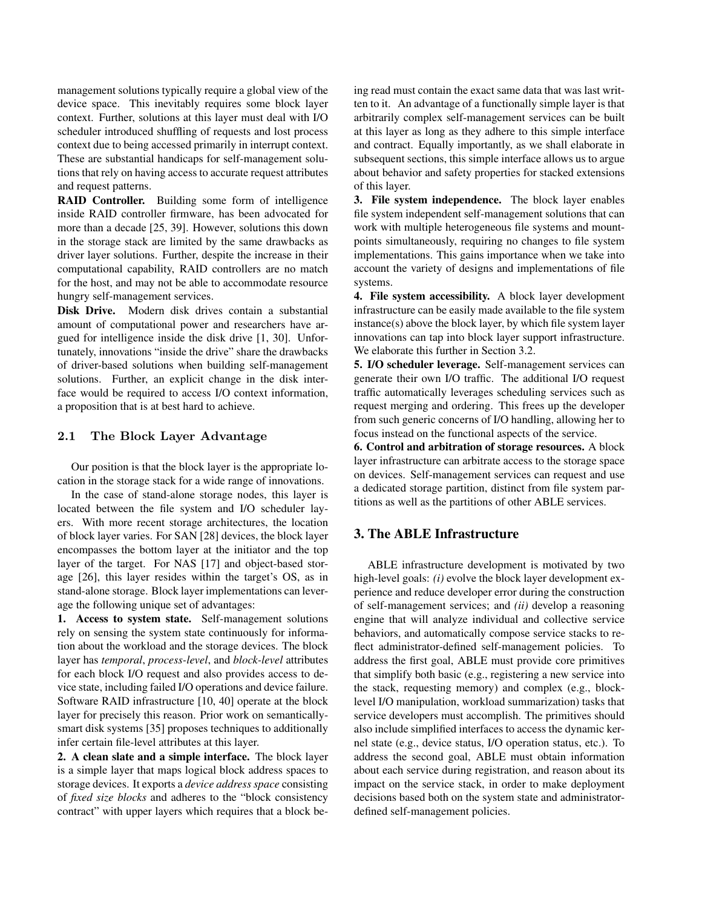management solutions typically require a global view of the device space. This inevitably requires some block layer context. Further, solutions at this layer must deal with I/O scheduler introduced shuffling of requests and lost process context due to being accessed primarily in interrupt context. These are substantial handicaps for self-management solutions that rely on having access to accurate request attributes and request patterns.

**RAID Controller.** Building some form of intelligence inside RAID controller firmware, has been advocated for more than a decade [25, 39]. However, solutions this down in the storage stack are limited by the same drawbacks as driver layer solutions. Further, despite the increase in their computational capability, RAID controllers are no match for the host, and may not be able to accommodate resource hungry self-management services.

**Disk Drive.** Modern disk drives contain a substantial amount of computational power and researchers have argued for intelligence inside the disk drive [1, 30]. Unfortunately, innovations "inside the drive" share the drawbacks of driver-based solutions when building self-management solutions. Further, an explicit change in the disk interface would be required to access I/O context information, a proposition that is at best hard to achieve.

### 2.1 The Block Layer Advantage

Our position is that the block layer is the appropriate location in the storage stack for a wide range of innovations.

In the case of stand-alone storage nodes, this layer is located between the file system and I/O scheduler layers. With more recent storage architectures, the location of block layer varies. For SAN [28] devices, the block layer encompasses the bottom layer at the initiator and the top layer of the target. For NAS [17] and object-based storage [26], this layer resides within the target's OS, as in stand-alone storage. Block layer implementations can leverage the following unique set of advantages:

**1. Access to system state.** Self-management solutions rely on sensing the system state continuously for information about the workload and the storage devices. The block layer has *temporal*, *process-level*, and *block-level* attributes for each block I/O request and also provides access to device state, including failed I/O operations and device failure. Software RAID infrastructure [10, 40] operate at the block layer for precisely this reason. Prior work on semantically-smart disk systems [35] proposes techniques to additionally infer certain file-level attributes at this layer.

**2. A clean slate and a simple interface.** The block layer is a simple layer that maps logical block address spaces to storage devices. It exports a *device address space* consisting of *fixed size blocks* and adheres to the "block consistency contract" with upper layers which requires that a block being read must contain the exact same data that was last written to it. An advantage of a functionally simple layer is that arbitrarily complex self-management services can be built at this layer as long as they adhere to this simple interface and contract. Equally importantly, as we shall elaborate in subsequent sections, this simple interface allows us to argue about behavior and safety properties for stacked extensions of this layer.

**3. File system independence.** The block layer enables file system independent self-management solutions that can work with multiple heterogeneous file systems and mountpoints simultaneously, requiring no changes to file system implementations. This gains importance when we take into account the variety of designs and implementations of file systems.

**4. File system accessibility.** A block layer development infrastructure can be easily made available to the file system instance(s) above the block layer, by which file system layer innovations can tap into block layer support infrastructure. We elaborate this further in Section 3.2.

**5. I/O scheduler leverage.** Self-management services can generate their own I/O traffic. The additional I/O request traffic automatically leverages scheduling services such as request merging and ordering. This frees up the developer from such generic concerns of I/O handling, allowing her to focus instead on the functional aspects of the service.

**6. Control and arbitration of storage resources.** A block layer infrastructure can arbitrate access to the storage space on devices. Self-management services can request and use a dedicated storage partition, distinct from file system partitions as well as the partitions of other ABLE services.

## 3. The ABLE Infrastructure

ABLE infrastructure development is motivated by two high-level goals: *(i)* evolve the block layer development experience and reduce developer error during the construction of self-management services; and *(ii)* develop a reasoning engine that will analyze individual and collective service behaviors, and automatically compose service stacks to reflect administrator-defined self-management policies. To address the first goal, ABLE must provide core primitives that simplify both basic (e.g., registering a new service into the stack, requesting memory) and complex (e.g., block-level I/O manipulation, workload summarization) tasks that service developers must accomplish. The primitives should also include simplified interfaces to access the dynamic kernel state (e.g., device status, I/O operation status, etc.). To address the second goal, ABLE must obtain information about each service during registration, and reason about its impact on the service stack, in order to make deployment decisions based both on the system state and administrator-defined self-management policies.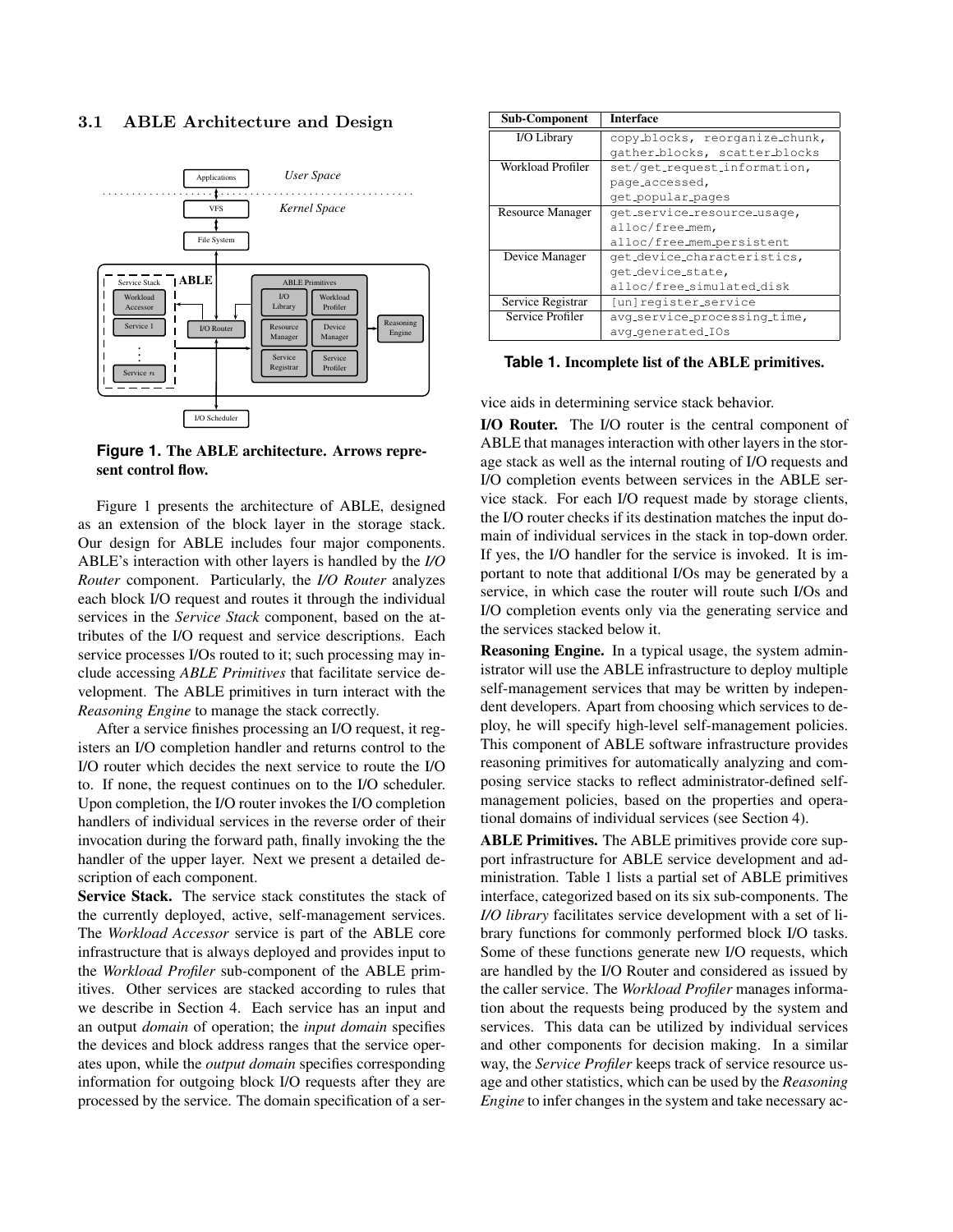### 3.1 ABLE Architecture and Design

**Figure 1. The ABLE architecture. Arrows represent control flow.**

Figure 1 presents the architecture of ABLE, designed as an extension of the block layer in the storage stack. Our design for ABLE includes four major components. ABLE's interaction with other layers is handled by the *I/O Router* component. Particularly, the *I/O Router* analyzes each block I/O request and routes it through the individual services in the *Service Stack* component, based on the attributes of the I/O request and service descriptions. Each service processes I/Os routed to it; such processing may include accessing *ABLE Primitives* that facilitate service development. The ABLE primitives in turn interact with the *Reasoning Engine* to manage the stack correctly.

After a service finishes processing an I/O request, it registers an I/O completion handler and returns control to the I/O router which decides the next service to route the I/O to. If none, the request continues on to the I/O scheduler. Upon completion, the I/O router invokes the I/O completion handlers of individual services in the reverse order of their invocation during the forward path, finally invoking the the handler of the upper layer. Next we present a detailed description of each component.

**Service Stack.** The service stack constitutes the stack of the currently deployed, active, self-management services. The *Workload Accessor* service is part of the ABLE core infrastructure that is always deployed and provides input to the *Workload Profiler* sub-component of the ABLE primitives. Other services are stacked according to rules that we describe in Section 4. Each service has an input and an output *domain* of operation; the *input domain* specifies the devices and block address ranges that the service operates upon, while the *output domain* specifies corresponding information for outgoing block I/O requests after they are processed by the service. The domain specification of a service aids in determining service stack behavior.

| Sub-Component | Interface |
| --- | --- |
| I/O Library | `copy_blocks, reorganize_chunk, gather_blocks, scatter_blocks` |
| Workload Profiler | `set/get_request_information, page_accessed, get_popular_pages` |
| Resource Manager | `get_service_resource_usage, alloc/free_mem, alloc/free_mem_persistent` |
| Device Manager | `get_device_characteristics, get_device_state, alloc/free_simulated_disk` |
| Service Registrar | `[un]register_service` |
| Service Profiler | `avg_service_processing_time, avg_generated_IOs` |

**Table 1. Incomplete list of the ABLE primitives.**

**I/O Router.** The I/O router is the central component of ABLE that manages interaction with other layers in the storage stack as well as the internal routing of I/O requests and I/O completion events between services in the ABLE service stack. For each I/O request made by storage clients, the I/O router checks if its destination matches the input domain of individual services in the stack in top-down order. If yes, the I/O handler for the service is invoked. It is important to note that additional I/Os may be generated by a service, in which case the router will route such I/Os and I/O completion events only via the generating service and the services stacked below it.

**Reasoning Engine.** In a typical usage, the system administrator will use the ABLE infrastructure to deploy multiple self-management services that may be written by independent developers. Apart from choosing which services to deploy, he will specify high-level self-management policies. This component of ABLE software infrastructure provides reasoning primitives for automatically analyzing and composing service stacks to reflect administrator-defined self-management policies, based on the properties and operational domains of individual services (see Section 4).

**ABLE Primitives.** The ABLE primitives provide core support infrastructure for ABLE service development and administration. Table 1 lists a partial set of ABLE primitives interface, categorized based on its six sub-components. The *I/O library* facilitates service development with a set of library functions for commonly performed block I/O tasks. Some of these functions generate new I/O requests, which are handled by the I/O Router and considered as issued by the caller service. The *Workload Profiler* manages information about the requests being produced by the system and services. This data can be utilized by individual services and other components for decision making. In a similar way, the *Service Profiler* keeps track of service resource usage and other statistics, which can be used by the *Reasoning Engine* to infer changes in the system and take necessary ac-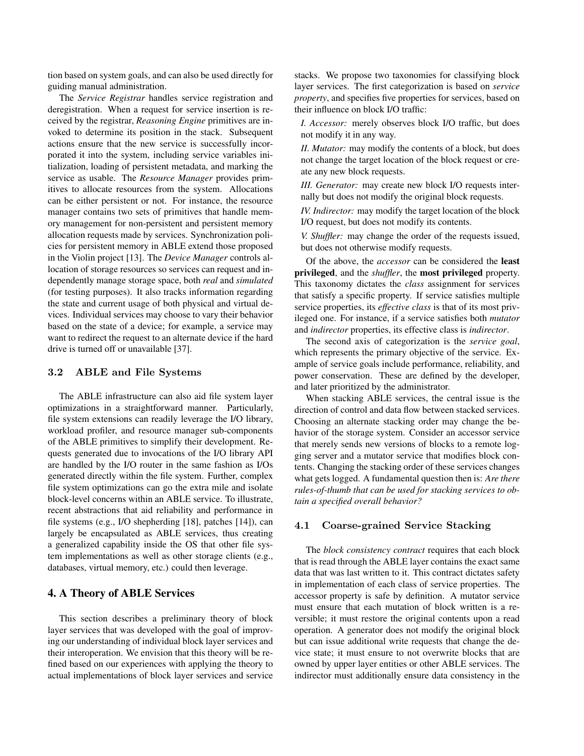tion based on system goals, and can also be used directly for guiding manual administration.

The *Service Registrar* handles service registration and deregistration. When a request for service insertion is received by the registrar, *Reasoning Engine* primitives are invoked to determine its position in the stack. Subsequent actions ensure that the new service is successfully incorporated it into the system, including service variables initialization, loading of persistent metadata, and marking the service as usable. The *Resource Manager* provides primitives to allocate resources from the system. Allocations can be either persistent or not. For instance, the resource manager contains two sets of primitives that handle memory management for non-persistent and persistent memory allocation requests made by services. Synchronization policies for persistent memory in ABLE extend those proposed in the Violin project [13]. The *Device Manager* controls allocation of storage resources so services can request and independently manage storage space, both *real* and *simulated* (for testing purposes). It also tracks information regarding the state and current usage of both physical and virtual devices. Individual services may choose to vary their behavior based on the state of a device; for example, a service may want to redirect the request to an alternate device if the hard drive is turned off or unavailable [37].

### 3.2 ABLE and File Systems

The ABLE infrastructure can also aid file system layer optimizations in a straightforward manner. Particularly, file system extensions can readily leverage the I/O library, workload profiler, and resource manager sub-components of the ABLE primitives to simplify their development. Requests generated due to invocations of the I/O library API are handled by the I/O router in the same fashion as I/Os generated directly within the file system. Further, complex file system optimizations can go the extra mile and isolate block-level concerns within an ABLE service. To illustrate, recent abstractions that aid reliability and performance in file systems (e.g., I/O shepherding [18], patches [14]), can largely be encapsulated as ABLE services, thus creating a generalized capability inside the OS that other file system implementations as well as other storage clients (e.g., databases, virtual memory, etc.) could then leverage.

## 4. A Theory of ABLE Services

This section describes a preliminary theory of block layer services that was developed with the goal of improving our understanding of individual block layer services and their interoperation. We envision that this theory will be refined based on our experiences with applying the theory to actual implementations of block layer services and service stacks. We propose two taxonomies for classifying block layer services. The first categorization is based on *service property*, and specifies five properties for services, based on their influence on block I/O traffic:

*I. Accessor:* merely observes block I/O traffic, but does not modify it in any way.

*II. Mutator:* may modify the contents of a block, but does not change the target location of the block request or create any new block requests.

*III. Generator:* may create new block I/O requests internally but does not modify the original block requests.

*IV. Indirector:* may modify the target location of the block I/O request, but does not modify its contents.

*V. Shuffler:* may change the order of the requests issued, but does not otherwise modify requests.

Of the above, the *accessor* can be considered the **least privileged**, and the *shuffler*, the **most privileged** property. This taxonomy dictates the *class* assignment for services that satisfy a specific property. If service satisfies multiple service properties, its *effective class* is that of its most privileged one. For instance, if a service satisfies both *mutator* and *indirector* properties, its effective class is *indirector*.

The second axis of categorization is the *service goal*, which represents the primary objective of the service. Example of service goals include performance, reliability, and power conservation. These are defined by the developer, and later prioritized by the administrator.

When stacking ABLE services, the central issue is the direction of control and data flow between stacked services. Choosing an alternate stacking order may change the behavior of the storage system. Consider an accessor service that merely sends new versions of blocks to a remote logging server and a mutator service that modifies block contents. Changing the stacking order of these services changes what gets logged. A fundamental question then is: *Are there rules-of-thumb that can be used for stacking services to obtain a specified overall behavior?*

### 4.1 Coarse-grained Service Stacking

The *block consistency contract* requires that each block that is read through the ABLE layer contains the exact same data that was last written to it. This contract dictates safety in implementation of each class of service properties. The accessor property is safe by definition. A mutator service must ensure that each mutation of block written is a reversible; it must restore the original contents upon a read operation. A generator does not modify the original block but can issue additional write requests that change the device state; it must ensure to not overwrite blocks that are owned by upper layer entities or other ABLE services. The indirector must additionally ensure data consistency in the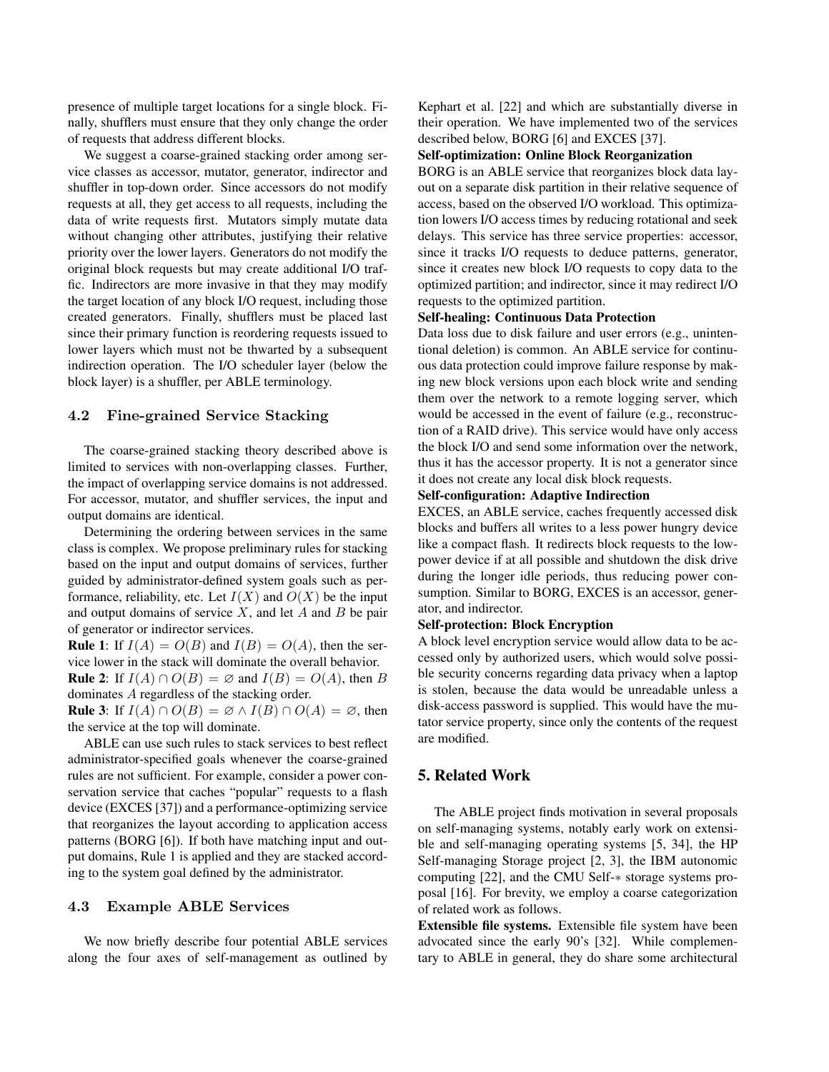presence of multiple target locations for a single block. Finally, shufflers must ensure that they only change the order of requests that address different blocks.

We suggest a coarse-grained stacking order among service classes as accessor, mutator, generator, indirector and shuffler in top-down order. Since accessors do not modify requests at all, they get access to all requests, including the data of write requests first. Mutators simply mutate data without changing other attributes, justifying their relative priority over the lower layers. Generators do not modify the original block requests but may create additional I/O traffic. Indirectors are more invasive in that they may modify the target location of any block I/O request, including those created generators. Finally, shufflers must be placed last since their primary function is reordering requests issued to lower layers which must not be thwarted by a subsequent indirection operation. The I/O scheduler layer (below the block layer) is a shuffler, per ABLE terminology.

### 4.2 Fine-grained Service Stacking

The coarse-grained stacking theory described above is limited to services with non-overlapping classes. Further, the impact of overlapping service domains is not addressed. For accessor, mutator, and shuffler services, the input and output domains are identical.

Determining the ordering between services in the same class is complex. We propose preliminary rules for stacking based on the input and output domains of services, further guided by administrator-defined system goals such as performance, reliability, etc. Let $I(X)$ and $O(X)$ be the input and output domains of service $X$, and let $A$ and $B$ be pair of generator or indirector services.

**Rule 1**: If $I(A) = O(B)$ and $I(B) = O(A)$, then the service lower in the stack will dominate the overall behavior.

**Rule 2**: If $I(A) \cap O(B) = \varnothing$ and $I(B) = O(A)$, then $B$ dominates $A$ regardless of the stacking order.

**Rule 3**: If $I(A) \cap O(B) = \varnothing \wedge I(B) \cap O(A) = \varnothing$, then the service at the top will dominate.

ABLE can use such rules to stack services to best reflect administrator-specified goals whenever the coarse-grained rules are not sufficient. For example, consider a power conservation service that caches "popular" requests to a flash device (EXCES [37]) and a performance-optimizing service that reorganizes the layout according to application access patterns (BORG [6]). If both have matching input and output domains, Rule 1 is applied and they are stacked according to the system goal defined by the administrator.

### 4.3 Example ABLE Services

We now briefly describe four potential ABLE services along the four axes of self-management as outlined by Kephart et al. [22] and which are substantially diverse in their operation. We have implemented two of the services described below, BORG [6] and EXCES [37].

**Self-optimization: Online Block Reorganization**

BORG is an ABLE service that reorganizes block data layout on a separate disk partition in their relative sequence of access, based on the observed I/O workload. This optimization lowers I/O access times by reducing rotational and seek delays. This service has three service properties: accessor, since it tracks I/O requests to deduce patterns, generator, since it creates new block I/O requests to copy data to the optimized partition; and indirector, since it may redirect I/O requests to the optimized partition.

**Self-healing: Continuous Data Protection**

Data loss due to disk failure and user errors (e.g., unintentional deletion) is common. An ABLE service for continuous data protection could improve failure response by making new block versions upon each block write and sending them over the network to a remote logging server, which would be accessed in the event of failure (e.g., reconstruction of a RAID drive). This service would have only access the block I/O and send some information over the network, thus it has the accessor property. It is not a generator since it does not create any local disk block requests.

**Self-configuration: Adaptive Indirection**

EXCES, an ABLE service, caches frequently accessed disk blocks and buffers all writes to a less power hungry device like a compact flash. It redirects block requests to the low-power device if at all possible and shutdown the disk drive during the longer idle periods, thus reducing power consumption. Similar to BORG, EXCES is an accessor, generator, and indirector.

**Self-protection: Block Encryption**

A block level encryption service would allow data to be accessed only by authorized users, which would solve possible security concerns regarding data privacy when a laptop is stolen, because the data would be unreadable unless a disk-access password is supplied. This would have the mutator service property, since only the contents of the request are modified.

## 5. Related Work

The ABLE project finds motivation in several proposals on self-managing systems, notably early work on extensible and self-managing operating systems [5, 34], the HP Self-managing Storage project [2, 3], the IBM autonomic computing [22], and the CMU Self-∗ storage systems proposal [16]. For brevity, we employ a coarse categorization of related work as follows.

**Extensible file systems.** Extensible file system have been advocated since the early 90's [32]. While complementary to ABLE in general, they do share some architectural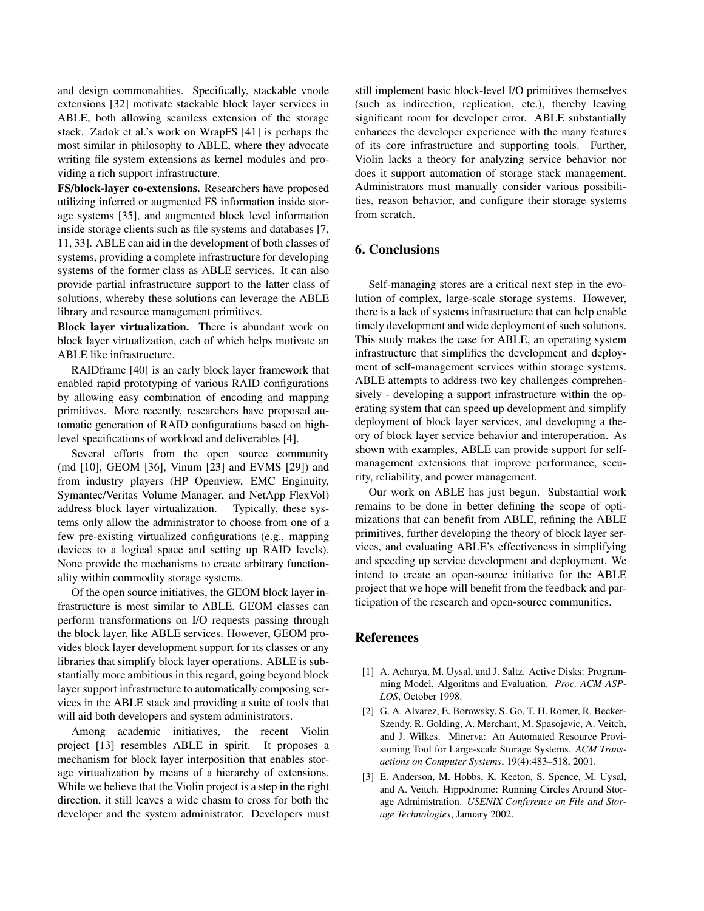and design commonalities. Specifically, stackable vnode extensions [32] motivate stackable block layer services in ABLE, both allowing seamless extension of the storage stack. Zadok et al.'s work on WrapFS [41] is perhaps the most similar in philosophy to ABLE, where they advocate writing file system extensions as kernel modules and providing a rich support infrastructure.

**FS/block-layer co-extensions.** Researchers have proposed utilizing inferred or augmented FS information inside storage systems [35], and augmented block level information inside storage clients such as file systems and databases [7, 11, 33]. ABLE can aid in the development of both classes of systems, providing a complete infrastructure for developing systems of the former class as ABLE services. It can also provide partial infrastructure support to the latter class of solutions, whereby these solutions can leverage the ABLE library and resource management primitives.

**Block layer virtualization.** There is abundant work on block layer virtualization, each of which helps motivate an ABLE like infrastructure.

RAIDframe [40] is an early block layer framework that enabled rapid prototyping of various RAID configurations by allowing easy combination of encoding and mapping primitives. More recently, researchers have proposed automatic generation of RAID configurations based on high-level specifications of workload and deliverables [4].

Several efforts from the open source community (md [10], GEOM [36], Vinum [23] and EVMS [29]) and from industry players (HP Openview, EMC Enginuity, Symantec/Veritas Volume Manager, and NetApp FlexVol) address block layer virtualization. Typically, these systems only allow the administrator to choose from one of a few pre-existing virtualized configurations (e.g., mapping devices to a logical space and setting up RAID levels). None provide the mechanisms to create arbitrary functionality within commodity storage systems.

Of the open source initiatives, the GEOM block layer infrastructure is most similar to ABLE. GEOM classes can perform transformations on I/O requests passing through the block layer, like ABLE services. However, GEOM provides block layer development support for its classes or any libraries that simplify block layer operations. ABLE is substantially more ambitious in this regard, going beyond block layer support infrastructure to automatically composing services in the ABLE stack and providing a suite of tools that will aid both developers and system administrators.

Among academic initiatives, the recent Violin project [13] resembles ABLE in spirit. It proposes a mechanism for block layer interposition that enables storage virtualization by means of a hierarchy of extensions. While we believe that the Violin project is a step in the right direction, it still leaves a wide chasm to cross for both the developer and the system administrator. Developers must still implement basic block-level I/O primitives themselves (such as indirection, replication, etc.), thereby leaving significant room for developer error. ABLE substantially enhances the developer experience with the many features of its core infrastructure and supporting tools. Further, Violin lacks a theory for analyzing service behavior nor does it support automation of storage stack management. Administrators must manually consider various possibilities, reason behavior, and configure their storage systems from scratch.

## 6. Conclusions

Self-managing stores are a critical next step in the evolution of complex, large-scale storage systems. However, there is a lack of systems infrastructure that can help enable timely development and wide deployment of such solutions. This study makes the case for ABLE, an operating system infrastructure that simplifies the development and deployment of self-management services within storage systems. ABLE attempts to address two key challenges comprehensively - developing a support infrastructure within the operating system that can speed up development and simplify deployment of block layer services, and developing a theory of block layer service behavior and interoperation. As shown with examples, ABLE can provide support for self-management extensions that improve performance, security, reliability, and power management.

Our work on ABLE has just begun. Substantial work remains to be done in better defining the scope of optimizations that can benefit from ABLE, refining the ABLE primitives, further developing the theory of block layer services, and evaluating ABLE's effectiveness in simplifying and speeding up service development and deployment. We intend to create an open-source initiative for the ABLE project that we hope will benefit from the feedback and participation of the research and open-source communities.

## References

[1] A. Acharya, M. Uysal, and J. Saltz. Active Disks: Programming Model, Algoritms and Evaluation. *Proc. ACM ASPLOS*, October 1998.

[2] G. A. Alvarez, E. Borowsky, S. Go, T. H. Romer, R. Becker-Szendy, R. Golding, A. Merchant, M. Spasojevic, A. Veitch, and J. Wilkes. Minerva: An Automated Resource Provisioning Tool for Large-scale Storage Systems. *ACM Transactions on Computer Systems*, 19(4):483–518, 2001.

[3] E. Anderson, M. Hobbs, K. Keeton, S. Spence, M. Uysal, and A. Veitch. Hippodrome: Running Circles Around Storage Administration. *USENIX Conference on File and Storage Technologies*, January 2002.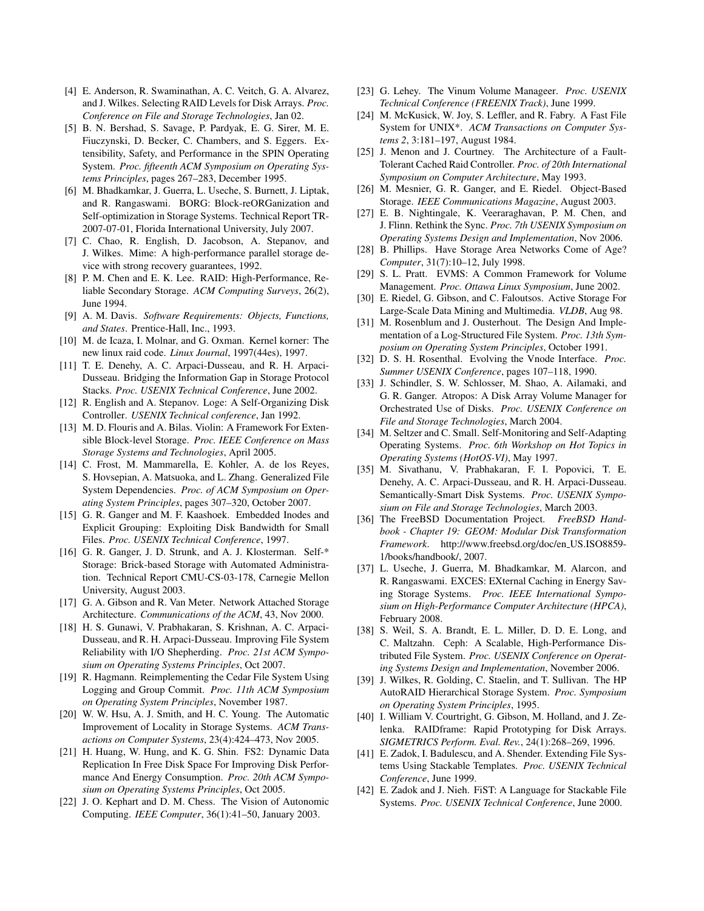- [4] E. Anderson, R. Swaminathan, A. C. Veitch, G. A. Alvarez, and J. Wilkes. Selecting RAID Levels for Disk Arrays. *Proc. Conference on File and Storage Technologies*, Jan 02.
- [5] B. N. Bershad, S. Savage, P. Pardyak, E. G. Sirer, M. E. Fiuczynski, D. Becker, C. Chambers, and S. Eggers. Extensibility, Safety, and Performance in the SPIN Operating System. *Proc. fifteenth ACM Symposium on Operating Systems Principles*, pages 267–283, December 1995.
- [6] M. Bhadkamkar, J. Guerra, L. Useche, S. Burnett, J. Liptak, and R. Rangaswami. BORG: Block-reORGanization and Self-optimization in Storage Systems. Technical Report TR-2007-07-01, Florida International University, July 2007.
- [7] C. Chao, R. English, D. Jacobson, A. Stepanov, and J. Wilkes. Mime: A high-performance parallel storage device with strong recovery guarantees, 1992.
- [8] P. M. Chen and E. K. Lee. RAID: High-Performance, Reliable Secondary Storage. *ACM Computing Surveys*, 26(2), June 1994.
- [9] A. M. Davis. *Software Requirements: Objects, Functions, and States*. Prentice-Hall, Inc., 1993.
- [10] M. de Icaza, I. Molnar, and G. Oxman. Kernel korner: The new linux raid code. *Linux Journal*, 1997(44es), 1997.
- [11] T. E. Denehy, A. C. Arpaci-Dusseau, and R. H. Arpaci-Dusseau. Bridging the Information Gap in Storage Protocol Stacks. *Proc. USENIX Technical Conference*, June 2002.
- [12] R. English and A. Stepanov. Loge: A Self-Organizing Disk Controller. *USENIX Technical conference*, Jan 1992.
- [13] M. D. Flouris and A. Bilas. Violin: A Framework For Extensible Block-level Storage. *Proc. IEEE Conference on Mass Storage Systems and Technologies*, April 2005.
- [14] C. Frost, M. Mammarella, E. Kohler, A. de los Reyes, S. Hovsepian, A. Matsuoka, and L. Zhang. Generalized File System Dependencies. *Proc. of ACM Symposium on Operating System Principles*, pages 307–320, October 2007.
- [15] G. R. Ganger and M. F. Kaashoek. Embedded Inodes and Explicit Grouping: Exploiting Disk Bandwidth for Small Files. *Proc. USENIX Technical Conference*, 1997.
- [16] G. R. Ganger, J. D. Strunk, and A. J. Klosterman. Self-* Storage: Brick-based Storage with Automated Administration. Technical Report CMU-CS-03-178, Carnegie Mellon University, August 2003.
- [17] G. A. Gibson and R. Van Meter. Network Attached Storage Architecture. *Communications of the ACM*, 43, Nov 2000.
- [18] H. S. Gunawi, V. Prabhakaran, S. Krishnan, A. C. Arpaci-Dusseau, and R. H. Arpaci-Dusseau. Improving File System Reliability with I/O Shepherding. *Proc. 21st ACM Symposium on Operating Systems Principles*, Oct 2007.
- [19] R. Hagmann. Reimplementing the Cedar File System Using Logging and Group Commit. *Proc. 11th ACM Symposium on Operating System Principles*, November 1987.
- [20] W. W. Hsu, A. J. Smith, and H. C. Young. The Automatic Improvement of Locality in Storage Systems. *ACM Transactions on Computer Systems*, 23(4):424–473, Nov 2005.
- [21] H. Huang, W. Hung, and K. G. Shin. FS2: Dynamic Data Replication In Free Disk Space For Improving Disk Performance And Energy Consumption. *Proc. 20th ACM Symposium on Operating Systems Principles*, Oct 2005.
- [22] J. O. Kephart and D. M. Chess. The Vision of Autonomic Computing. *IEEE Computer*, 36(1):41–50, January 2003.
- [23] G. Lehey. The Vinum Volume Manageer. *Proc. USENIX Technical Conference (FREENIX Track)*, June 1999.
- [24] M. McKusick, W. Joy, S. Leffler, and R. Fabry. A Fast File System for UNIX*. *ACM Transactions on Computer Systems 2*, 3:181–197, August 1984.
- [25] J. Menon and J. Courtney. The Architecture of a Fault-Tolerant Cached Raid Controller. *Proc. of 20th International Symposium on Computer Architecture*, May 1993.
- [26] M. Mesnier, G. R. Ganger, and E. Riedel. Object-Based Storage. *IEEE Communications Magazine*, August 2003.
- [27] E. B. Nightingale, K. Veeraraghavan, P. M. Chen, and J. Flinn. Rethink the Sync. *Proc. 7th USENIX Symposium on Operating Systems Design and Implementation*, Nov 2006.
- [28] B. Phillips. Have Storage Area Networks Come of Age? *Computer*, 31(7):10–12, July 1998.
- [29] S. L. Pratt. EVMS: A Common Framework for Volume Management. *Proc. Ottawa Linux Symposium*, June 2002.
- [30] E. Riedel, G. Gibson, and C. Faloutsos. Active Storage For Large-Scale Data Mining and Multimedia. *VLDB*, Aug 98.
- [31] M. Rosenblum and J. Ousterhout. The Design And Implementation of a Log-Structured File System. *Proc. 13th Symposium on Operating System Principles*, October 1991.
- [32] D. S. H. Rosenthal. Evolving the Vnode Interface. *Proc. Summer USENIX Conference*, pages 107–118, 1990.
- [33] J. Schindler, S. W. Schlosser, M. Shao, A. Ailamaki, and G. R. Ganger. Atropos: A Disk Array Volume Manager for Orchestrated Use of Disks. *Proc. USENIX Conference on File and Storage Technologies*, March 2004.
- [34] M. Seltzer and C. Small. Self-Monitoring and Self-Adapting Operating Systems. *Proc. 6th Workshop on Hot Topics in Operating Systems (HotOS-VI)*, May 1997.
- [35] M. Sivathanu, V. Prabhakaran, F. I. Popovici, T. E. Denehy, A. C. Arpaci-Dusseau, and R. H. Arpaci-Dusseau. Semantically-Smart Disk Systems. *Proc. USENIX Symposium on File and Storage Technologies*, March 2003.
- [36] The FreeBSD Documentation Project. *FreeBSD Handbook - Chapter 19: GEOM: Modular Disk Transformation Framework*. http://www.freebsd.org/doc/en_US.ISO8859-1/books/handbook/, 2007.
- [37] L. Useche, J. Guerra, M. Bhadkamkar, M. Alarcon, and R. Rangaswami. EXCES: EXternal Caching in Energy Saving Storage Systems. *Proc. IEEE International Symposium on High-Performance Computer Architecture (HPCA)*, February 2008.
- [38] S. Weil, S. A. Brandt, E. L. Miller, D. D. E. Long, and C. Maltzahn. Ceph: A Scalable, High-Performance Distributed File System. *Proc. USENIX Conference on Operating Systems Design and Implementation*, November 2006.
- [39] J. Wilkes, R. Golding, C. Staelin, and T. Sullivan. The HP AutoRAID Hierarchical Storage System. *Proc. Symposium on Operating System Principles*, 1995.
- [40] I. William V. Courtright, G. Gibson, M. Holland, and J. Zelenka. RAIDframe: Rapid Prototyping for Disk Arrays. *SIGMETRICS Perform. Eval. Rev.*, 24(1):268–269, 1996.
- [41] E. Zadok, I. Badulescu, and A. Shender. Extending File Systems Using Stackable Templates. *Proc. USENIX Technical Conference*, June 1999.
- [42] E. Zadok and J. Nieh. FiST: A Language for Stackable File Systems. *Proc. USENIX Technical Conference*, June 2000.